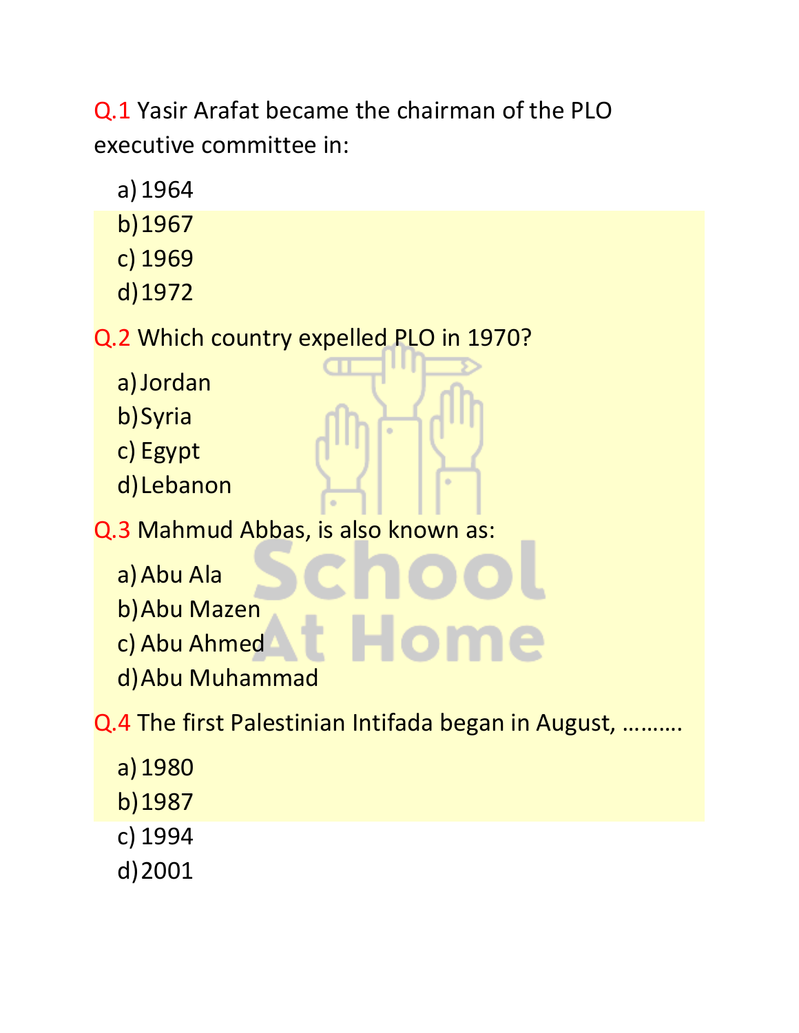Q.1 Yasir Arafat became the chairman of the PLO executive committee in:

a) 1964
b) 1967
c) 1969
d) 1972

Q.2 Which country expelled PLO in 1970?

a) Jordan
b) Syria
c) Egypt
d) Lebanon

Q.3 Mahmud Abbas, is also known as:

a) Abu Ala
b) Abu Mazen
c) Abu Ahmed
d) Abu Muhammad

Q.4 The first Palestinian Intifada began in August, ……….

a) 1980
b) 1987
c) 1994
d) 2001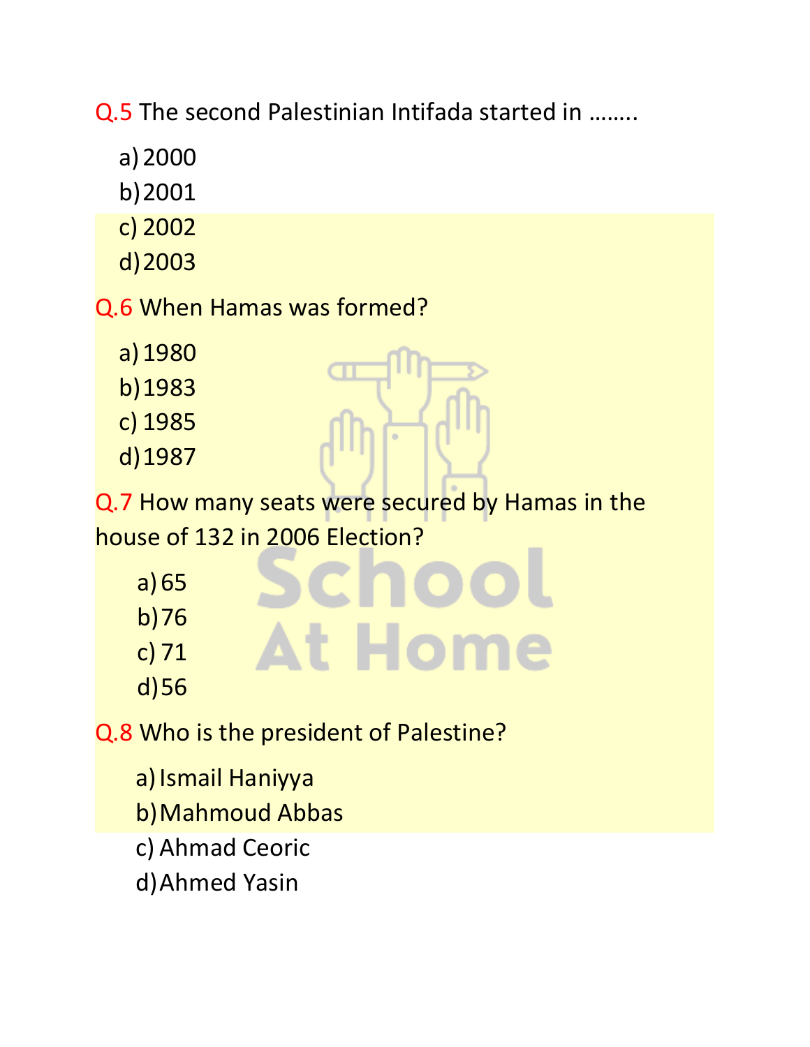Q.5 The second Palestinian Intifada started in ……..

a) 2000
b) 2001
c) 2002
d) 2003

Q.6 When Hamas was formed?

a) 1980
b) 1983
c) 1985
d) 1987

Q.7 How many seats were secured by Hamas in the house of 132 in 2006 Election?

a) 65
b) 76
c) 71
d) 56

Q.8 Who is the president of Palestine?

a) Ismail Haniyya
b) Mahmoud Abbas
c) Ahmad Ceoric
d) Ahmed Yasin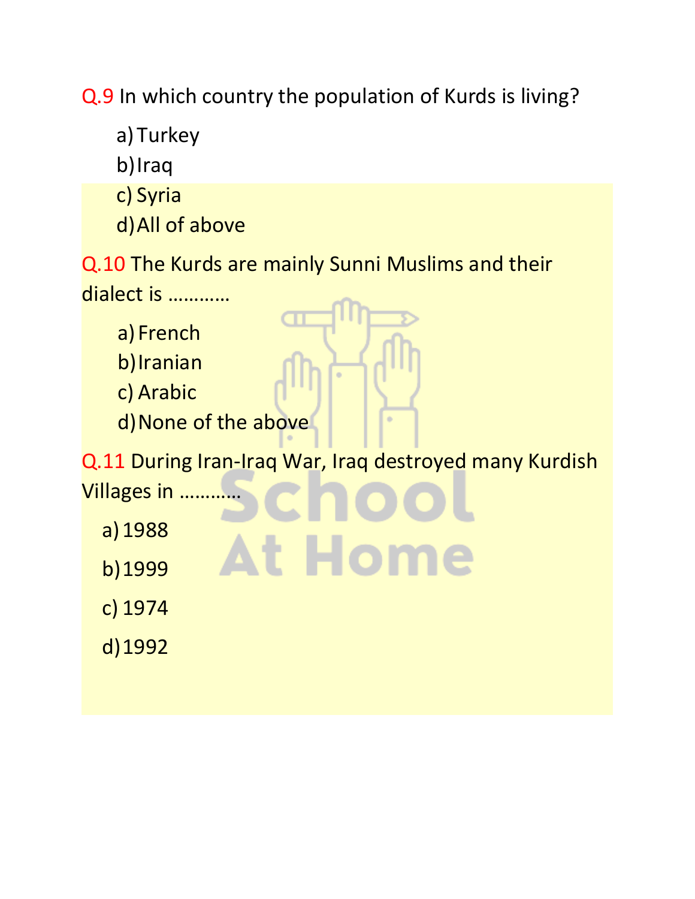Q.9 In which country the population of Kurds is living?

a) Turkey
b) Iraq
c) Syria
d) All of above

Q.10 The Kurds are mainly Sunni Muslims and their dialect is ………..

a) French
b) Iranian
c) Arabic
d) None of the above

Q.11 During Iran-Iraq War, Iraq destroyed many Kurdish Villages in ………..

a) 1988
b) 1999
c) 1974
d) 1992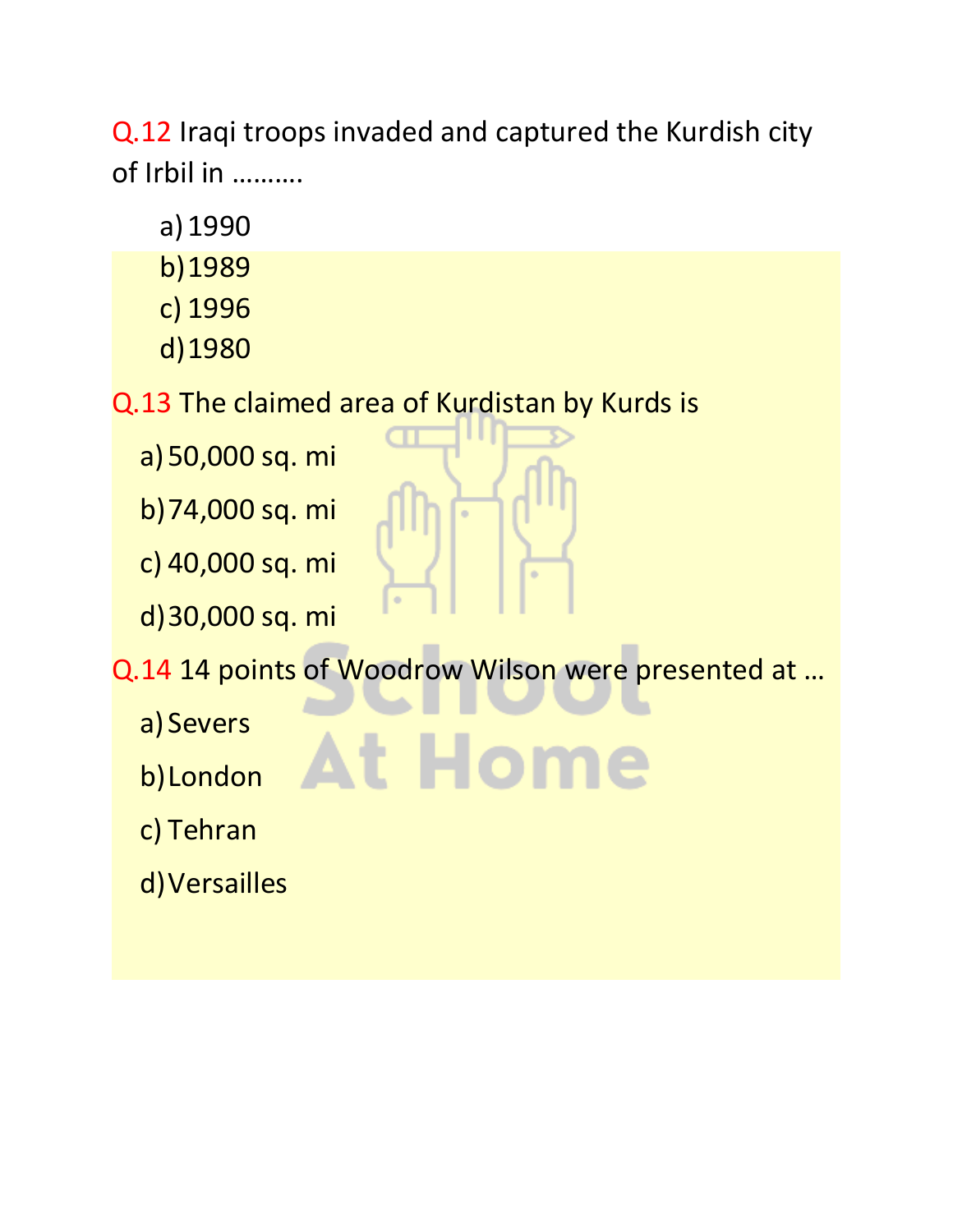Q.12 Iraqi troops invaded and captured the Kurdish city of Irbil in ……….

a) 1990
b) 1989
c) 1996
d) 1980

Q.13 The claimed area of Kurdistan by Kurds is

a) 50,000 sq. mi
b) 74,000 sq. mi
c) 40,000 sq. mi
d) 30,000 sq. mi

Q.14 14 points of Woodrow Wilson were presented at …

a) Severs
b) London
c) Tehran
d) Versailles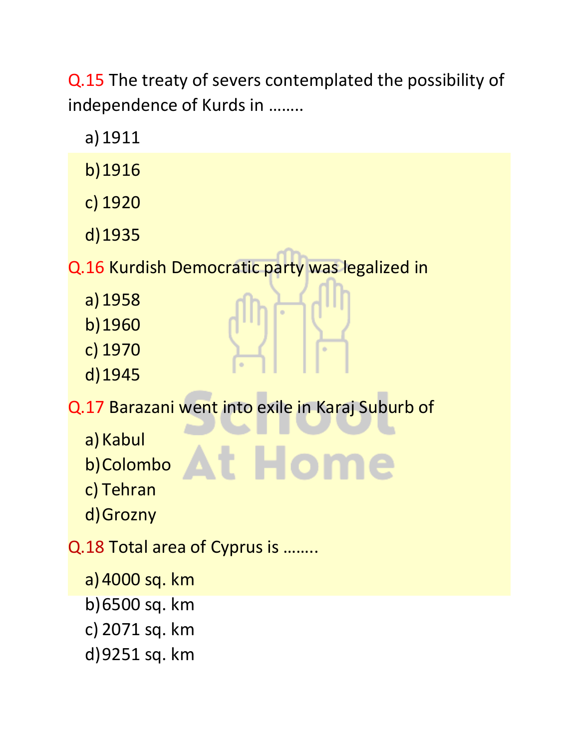Q.15 The treaty of severs contemplated the possibility of independence of Kurds in ……..

a) 1911
b) 1916
c) 1920
d) 1935

Q.16 Kurdish Democratic party was legalized in

a) 1958
b) 1960
c) 1970
d) 1945

Q.17 Barazani went into exile in Karaj Suburb of

a) Kabul
b) Colombo
c) Tehran
d) Grozny

Q.18 Total area of Cyprus is ……..

a) 4000 sq. km
b) 6500 sq. km
c) 2071 sq. km
d) 9251 sq. km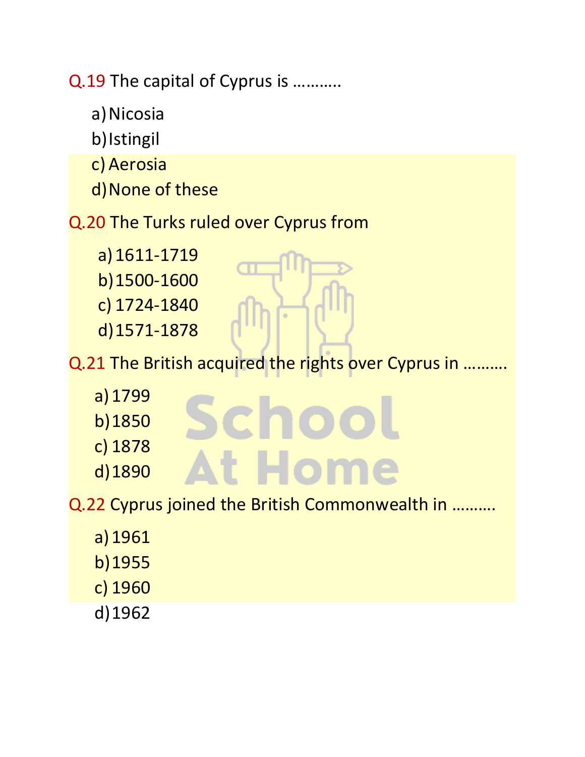Q.19 The capital of Cyprus is ……….

a) Nicosia
b) Istingil
c) Aerosia
d) None of these

Q.20 The Turks ruled over Cyprus from

a) 1611-1719
b) 1500-1600
c) 1724-1840
d) 1571-1878

Q.21 The British acquired the rights over Cyprus in ……….

a) 1799
b) 1850
c) 1878
d) 1890

Q.22 Cyprus joined the British Commonwealth in ……….

a) 1961
b) 1955
c) 1960
d) 1962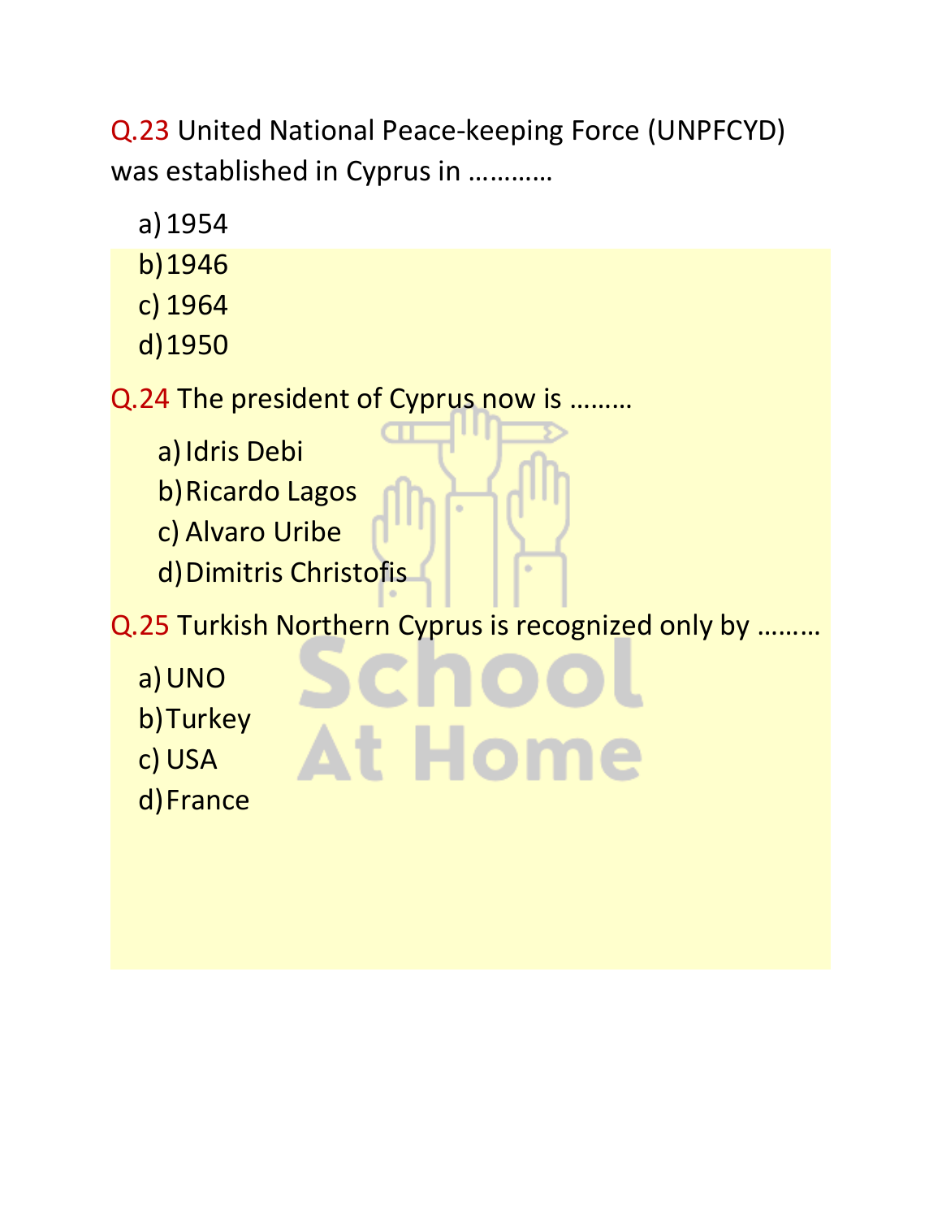Q.23 United National Peace-keeping Force (UNPFCYD) was established in Cyprus in ………..

a) 1954
b) 1946
c) 1964
d) 1950

Q.24 The president of Cyprus now is ………

a) Idris Debi
b) Ricardo Lagos
c) Alvaro Uribe
d) Dimitris Christofis

Q.25 Turkish Northern Cyprus is recognized only by ………

a) UNO
b) Turkey
c) USA
d) France